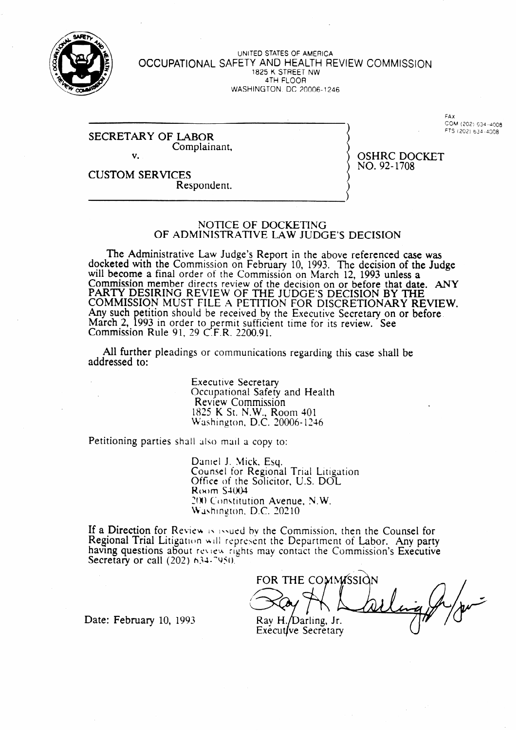UNITED STATES OF AMERICA

OCCUPATIONAL SAFETY AND HEALTH REVIEW COMMISSION

1825 K STREET NW
4TH FLOOR
WASHINGTON, DC 20006-1246

FAX
COM (202) 634-4008
FTS (202) 634-4008

SECRETARY OF LABOR
Complainant,

v.

CUSTOM SERVICES
Respondent.

OSHRC DOCKET
NO. 92-1708

## NOTICE OF DOCKETING OF ADMINISTRATIVE LAW JUDGE'S DECISION

The Administrative Law Judge's Report in the above referenced case was docketed with the Commission on February 10, 1993. The decision of the Judge will become a final order of the Commission on March 12, 1993 unless a Commission member directs review of the decision on or before that date. ANY PARTY DESIRING REVIEW OF THE JUDGE'S DECISION BY THE COMMISSION MUST FILE A PETITION FOR DISCRETIONARY REVIEW. Any such petition should be received by the Executive Secretary on or before March 2, 1993 in order to permit sufficient time for its review. See Commission Rule 91, 29 C.F.R. 2200.91.

All further pleadings or communications regarding this case shall be addressed to:

Executive Secretary
Occupational Safety and Health
Review Commission
1825 K St. N.W., Room 401
Washington, D.C. 20006-1246

Petitioning parties shall also mail a copy to:

Daniel J. Mick, Esq.
Counsel for Regional Trial Litigation
Office of the Solicitor, U.S. DOL
Room S4004
200 Constitution Avenue, N.W.
Washington, D.C. 20210

If a Direction for Review is issued by the Commission, then the Counsel for Regional Trial Litigation will represent the Department of Labor. Any party having questions about review rights may contact the Commission's Executive Secretary or call (202) 634-7950.

FOR THE COMMISSION

Ray H. Darling, Jr.
Executive Secretary

Date: February 10, 1993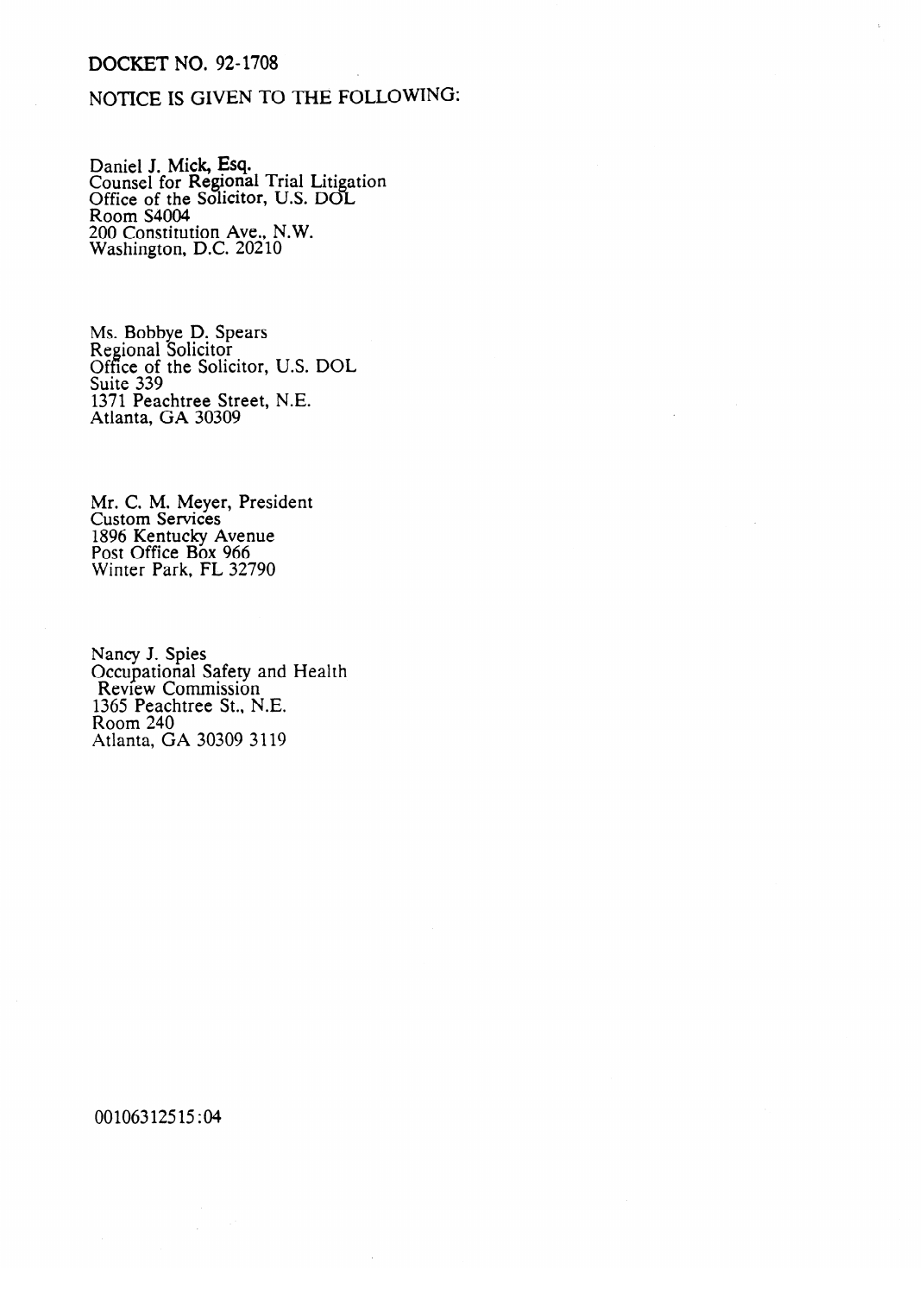DOCKET NO. 92-1708

NOTICE IS GIVEN TO THE FOLLOWING:

Daniel J. Mick, Esq.
Counsel for Regional Trial Litigation
Office of the Solicitor, U.S. DOL
Room S4004
200 Constitution Ave., N.W.
Washington, D.C. 20210

Ms. Bobbye D. Spears
Regional Solicitor
Office of the Solicitor, U.S. DOL
Suite 339
1371 Peachtree Street, N.E.
Atlanta, GA 30309

Mr. C. M. Meyer, President
Custom Services
1896 Kentucky Avenue
Post Office Box 966
Winter Park, FL 32790

Nancy J. Spies
Occupational Safety and Health
Review Commission
1365 Peachtree St., N.E.
Room 240
Atlanta, GA 30309 3119

00106312515:04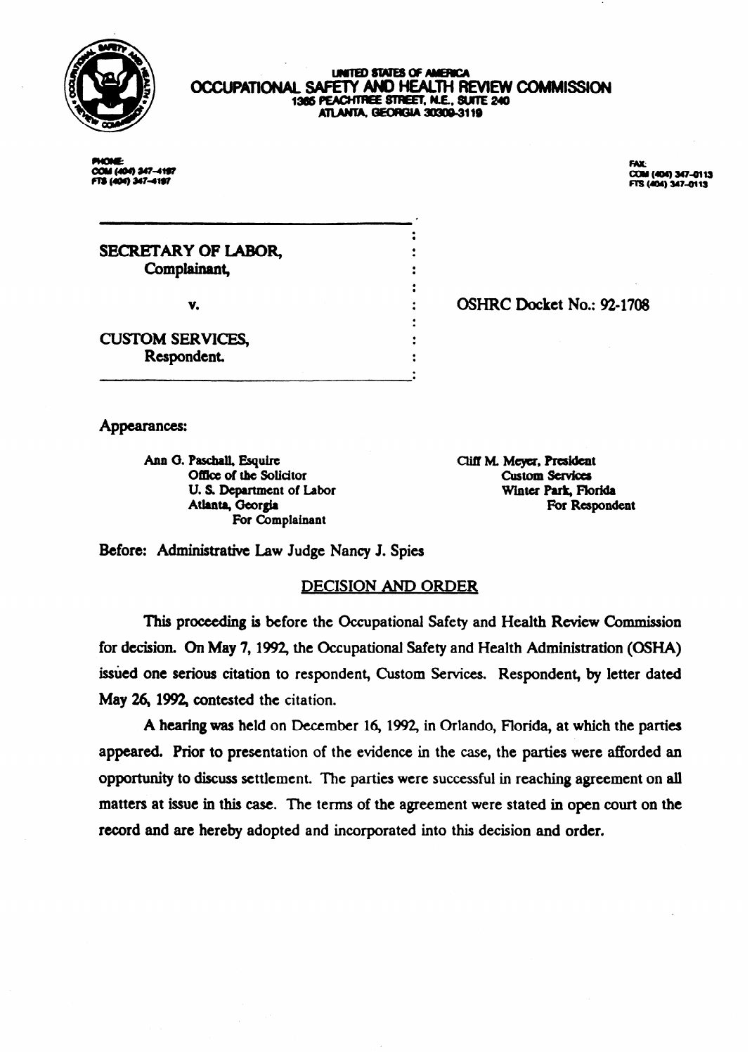UNITED STATES OF AMERICA
**OCCUPATIONAL SAFETY AND HEALTH REVIEW COMMISSION**
1365 PEACHTREE STREET, N.E., SUITE 240
ATLANTA, GEORGIA 30309-3119

PHONE:
COM (404) 347-4197
FTS (404) 347-4197

FAX:
COM (404) 347-0113
FTS (404) 347-0113

| | |
|---|---|
| **SECRETARY OF LABOR,**<br>**Complainant,**<br><br>v.<br><br>**CUSTOM SERVICES,**<br>**Respondent.** | **OSHRC Docket No.: 92-1708** |

Appearances:

Ann G. Paschall, Esquire
Office of the Solicitor
U. S. Department of Labor
Atlanta, Georgia
For Complainant

Cliff M. Meyer, President
Custom Services
Winter Park, Florida
For Respondent

Before: Administrative Law Judge Nancy J. Spies

## DECISION AND ORDER

This proceeding is before the Occupational Safety and Health Review Commission for decision. On May 7, 1992, the Occupational Safety and Health Administration (OSHA) issued one serious citation to respondent, Custom Services. Respondent, by letter dated May 26, 1992, contested the citation.

A hearing was held on December 16, 1992, in Orlando, Florida, at which the parties appeared. Prior to presentation of the evidence in the case, the parties were afforded an opportunity to discuss settlement. The parties were successful in reaching agreement on all matters at issue in this case. The terms of the agreement were stated in open court on the record and are hereby adopted and incorporated into this decision and order.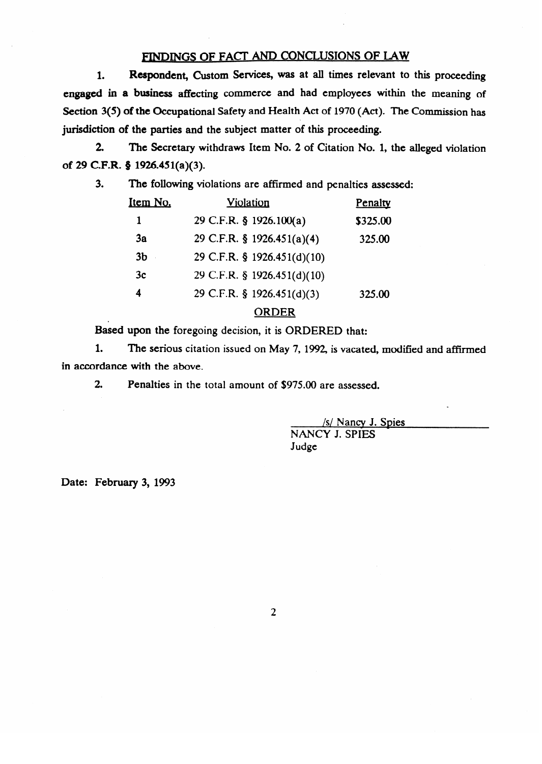## FINDINGS OF FACT AND CONCLUSIONS OF LAW

1. **Respondent, Custom Services, was at all times relevant to this proceeding engaged in a business** affecting commerce and had employees within the meaning of Section 3(5) of the Occupational Safety and Health Act of 1970 (Act). The Commission has jurisdiction of the parties and the subject matter of this proceeding.

2. The Secretary withdraws Item No. 2 of Citation No. 1, the alleged violation of 29 C.F.R. § 1926.451(a)(3).

3. The following violations are affirmed and penalties assessed:

| Item No. | Violation | Penalty |
|---|---|---|
| 1 | 29 C.F.R. § 1926.100(a) | $325.00 |
| 3a | 29 C.F.R. § 1926.451(a)(4) | 325.00 |
| 3b | 29 C.F.R. § 1926.451(d)(10) | |
| 3c | 29 C.F.R. § 1926.451(d)(10) | |
| 4 | 29 C.F.R. § 1926.451(d)(3) | 325.00 |

## ORDER

Based upon the foregoing decision, it is ORDERED that:

1. The serious citation issued on May 7, 1992, is vacated, modified and affirmed in accordance with the above.

2. Penalties in the total amount of $975.00 are assessed.

/s/ Nancy J. Spies
NANCY J. SPIES
Judge

Date: February 3, 1993